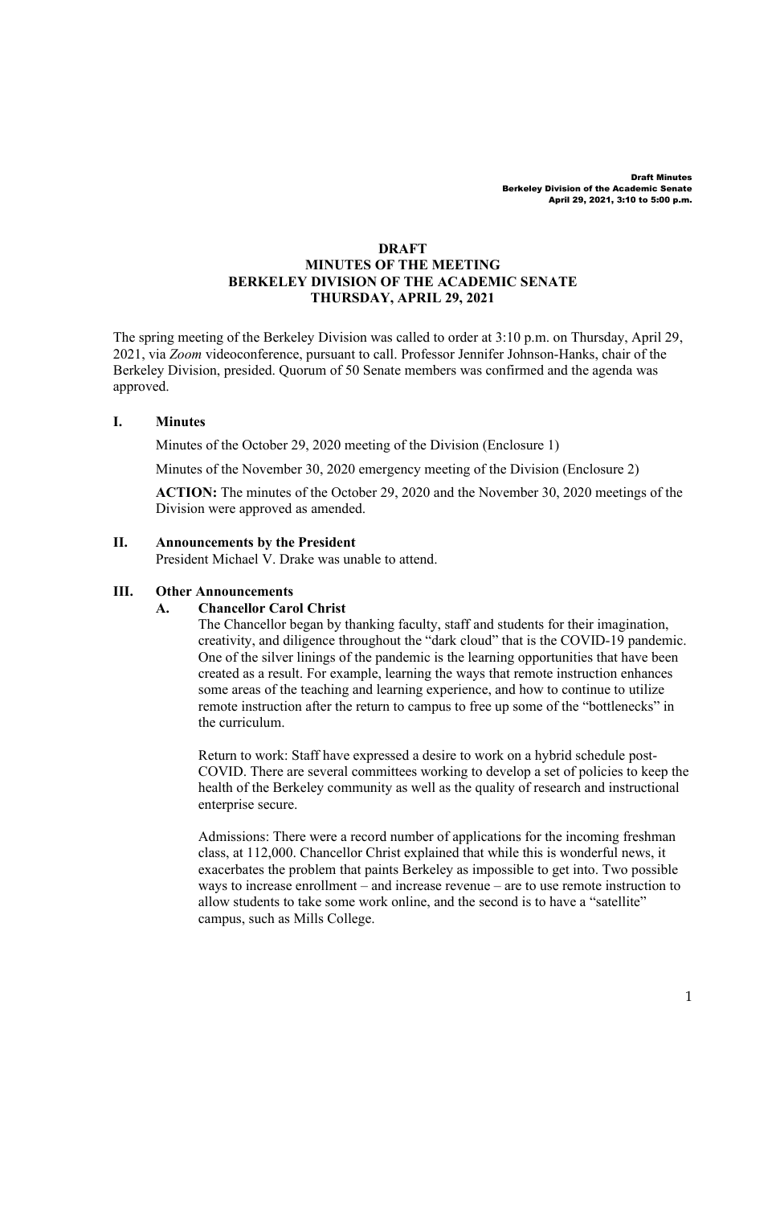# DRAFT
# MINUTES OF THE MEETING
# BERKELEY DIVISION OF THE ACADEMIC SENATE
# THURSDAY, APRIL 29, 2021

The spring meeting of the Berkeley Division was called to order at 3:10 p.m. on Thursday, April 29, 2021, via *Zoom* videoconference, pursuant to call. Professor Jennifer Johnson-Hanks, chair of the Berkeley Division, presided. Quorum of 50 Senate members was confirmed and the agenda was approved.

## I. Minutes

Minutes of the October 29, 2020 meeting of the Division (Enclosure 1)

Minutes of the November 30, 2020 emergency meeting of the Division (Enclosure 2)

**ACTION:** The minutes of the October 29, 2020 and the November 30, 2020 meetings of the Division were approved as amended.

## II. Announcements by the President

President Michael V. Drake was unable to attend.

## III. Other Announcements

### A. Chancellor Carol Christ

The Chancellor began by thanking faculty, staff and students for their imagination, creativity, and diligence throughout the "dark cloud" that is the COVID-19 pandemic. One of the silver linings of the pandemic is the learning opportunities that have been created as a result. For example, learning the ways that remote instruction enhances some areas of the teaching and learning experience, and how to continue to utilize remote instruction after the return to campus to free up some of the "bottlenecks" in the curriculum.

Return to work: Staff have expressed a desire to work on a hybrid schedule post-COVID. There are several committees working to develop a set of policies to keep the health of the Berkeley community as well as the quality of research and instructional enterprise secure.

Admissions: There were a record number of applications for the incoming freshman class, at 112,000. Chancellor Christ explained that while this is wonderful news, it exacerbates the problem that paints Berkeley as impossible to get into. Two possible ways to increase enrollment – and increase revenue – are to use remote instruction to allow students to take some work online, and the second is to have a "satellite" campus, such as Mills College.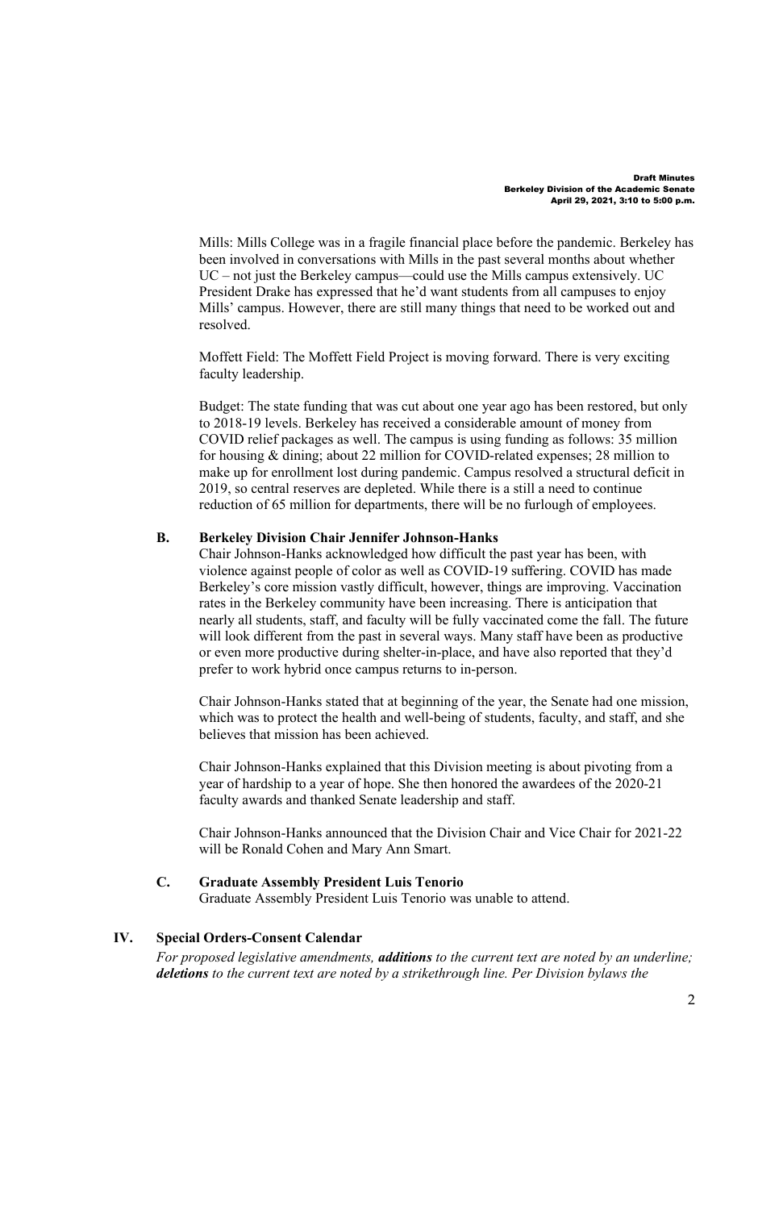Mills: Mills College was in a fragile financial place before the pandemic. Berkeley has been involved in conversations with Mills in the past several months about whether UC – not just the Berkeley campus—could use the Mills campus extensively. UC President Drake has expressed that he'd want students from all campuses to enjoy Mills' campus. However, there are still many things that need to be worked out and resolved.

Moffett Field: The Moffett Field Project is moving forward. There is very exciting faculty leadership.

Budget: The state funding that was cut about one year ago has been restored, but only to 2018-19 levels. Berkeley has received a considerable amount of money from COVID relief packages as well. The campus is using funding as follows: 35 million for housing & dining; about 22 million for COVID-related expenses; 28 million to make up for enrollment lost during pandemic. Campus resolved a structural deficit in 2019, so central reserves are depleted. While there is a still a need to continue reduction of 65 million for departments, there will be no furlough of employees.

### B. Berkeley Division Chair Jennifer Johnson-Hanks

Chair Johnson-Hanks acknowledged how difficult the past year has been, with violence against people of color as well as COVID-19 suffering. COVID has made Berkeley's core mission vastly difficult, however, things are improving. Vaccination rates in the Berkeley community have been increasing. There is anticipation that nearly all students, staff, and faculty will be fully vaccinated come the fall. The future will look different from the past in several ways. Many staff have been as productive or even more productive during shelter-in-place, and have also reported that they'd prefer to work hybrid once campus returns to in-person.

Chair Johnson-Hanks stated that at beginning of the year, the Senate had one mission, which was to protect the health and well-being of students, faculty, and staff, and she believes that mission has been achieved.

Chair Johnson-Hanks explained that this Division meeting is about pivoting from a year of hardship to a year of hope. She then honored the awardees of the 2020-21 faculty awards and thanked Senate leadership and staff.

Chair Johnson-Hanks announced that the Division Chair and Vice Chair for 2021-22 will be Ronald Cohen and Mary Ann Smart.

### C. Graduate Assembly President Luis Tenorio

Graduate Assembly President Luis Tenorio was unable to attend.

## IV. Special Orders-Consent Calendar

*For proposed legislative amendments, **additions** to the current text are noted by an underline; **deletions** to the current text are noted by a strikethrough line. Per Division bylaws the*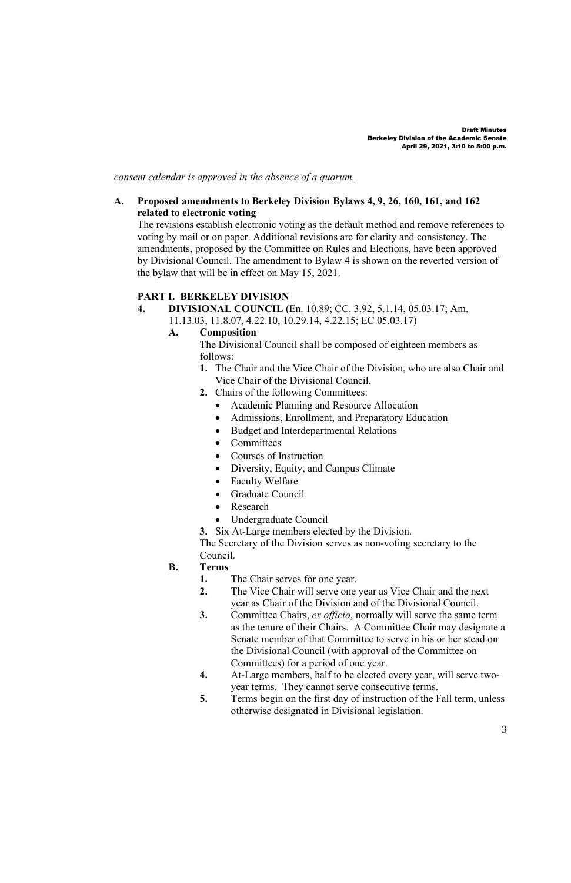*consent calendar is approved in the absence of a quorum.*

**A. Proposed amendments to Berkeley Division Bylaws 4, 9, 26, 160, 161, and 162 related to electronic voting**

The revisions establish electronic voting as the default method and remove references to voting by mail or on paper. Additional revisions are for clarity and consistency. The amendments, proposed by the Committee on Rules and Elections, have been approved by Divisional Council. The amendment to Bylaw 4 is shown on the reverted version of the bylaw that will be in effect on May 15, 2021.

**PART I. BERKELEY DIVISION**

**4. DIVISIONAL COUNCIL** (En. 10.89; CC. 3.92, 5.1.14, 05.03.17; Am. 11.13.03, 11.8.07, 4.22.10, 10.29.14, 4.22.15; EC 05.03.17)

**A. Composition**

The Divisional Council shall be composed of eighteen members as follows:

1. The Chair and the Vice Chair of the Division, who are also Chair and Vice Chair of the Divisional Council.
2. Chairs of the following Committees:
   - Academic Planning and Resource Allocation
   - Admissions, Enrollment, and Preparatory Education
   - Budget and Interdepartmental Relations
   - Committees
   - Courses of Instruction
   - Diversity, Equity, and Campus Climate
   - Faculty Welfare
   - Graduate Council
   - Research
   - Undergraduate Council
3. Six At-Large members elected by the Division.

The Secretary of the Division serves as non-voting secretary to the Council.

**B. Terms**

1. The Chair serves for one year.
2. The Vice Chair will serve one year as Vice Chair and the next year as Chair of the Division and of the Divisional Council.
3. Committee Chairs, *ex officio*, normally will serve the same term as the tenure of their Chairs. A Committee Chair may designate a Senate member of that Committee to serve in his or her stead on the Divisional Council (with approval of the Committee on Committees) for a period of one year.
4. At-Large members, half to be elected every year, will serve two-year terms. They cannot serve consecutive terms.
5. Terms begin on the first day of instruction of the Fall term, unless otherwise designated in Divisional legislation.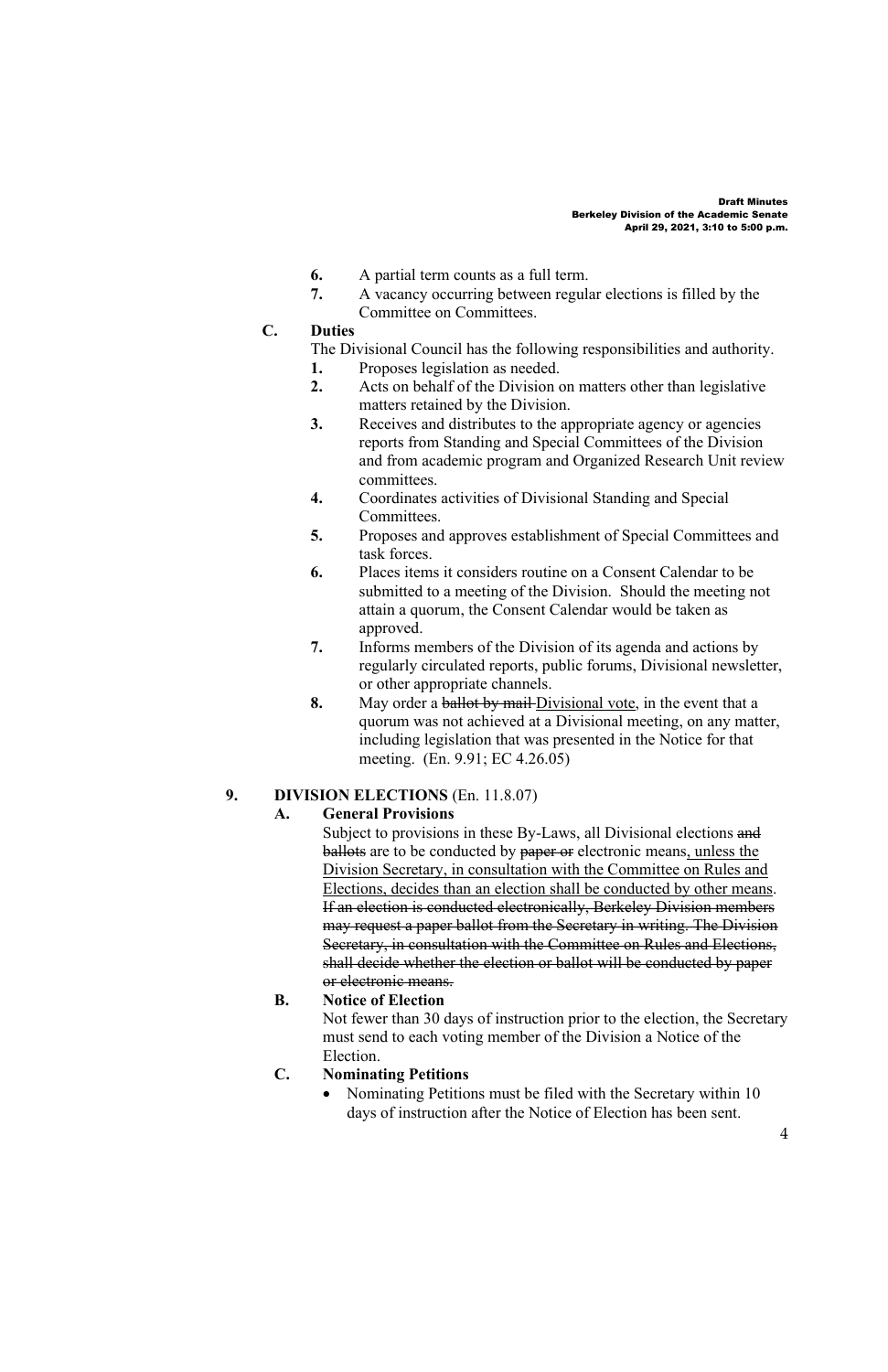6. A partial term counts as a full term.
7. A vacancy occurring between regular elections is filled by the Committee on Committees.

**C. Duties**

The Divisional Council has the following responsibilities and authority.

1. Proposes legislation as needed.
2. Acts on behalf of the Division on matters other than legislative matters retained by the Division.
3. Receives and distributes to the appropriate agency or agencies reports from Standing and Special Committees of the Division and from academic program and Organized Research Unit review committees.
4. Coordinates activities of Divisional Standing and Special Committees.
5. Proposes and approves establishment of Special Committees and task forces.
6. Places items it considers routine on a Consent Calendar to be submitted to a meeting of the Division. Should the meeting not attain a quorum, the Consent Calendar would be taken as approved.
7. Informs members of the Division of its agenda and actions by regularly circulated reports, public forums, Divisional newsletter, or other appropriate channels.
8. May order a ~~ballot by mail~~ <u>Divisional vote</u>, in the event that a quorum was not achieved at a Divisional meeting, on any matter, including legislation that was presented in the Notice for that meeting. (En. 9.91; EC 4.26.05)

## 9. DIVISION ELECTIONS (En. 11.8.07)

**A. General Provisions**

Subject to provisions in these By-Laws, all Divisional elections ~~and ballots~~ are to be conducted by ~~paper or~~ electronic means<u>, unless the Division Secretary, in consultation with the Committee on Rules and Elections, decides than an election shall be conducted by other means</u>. ~~If an election is conducted electronically, Berkeley Division members may request a paper ballot from the Secretary in writing. The Division Secretary, in consultation with the Committee on Rules and Elections, shall decide whether the election or ballot will be conducted by paper or electronic means.~~

**B. Notice of Election**

Not fewer than 30 days of instruction prior to the election, the Secretary must send to each voting member of the Division a Notice of the Election.

**C. Nominating Petitions**

- Nominating Petitions must be filed with the Secretary within 10 days of instruction after the Notice of Election has been sent.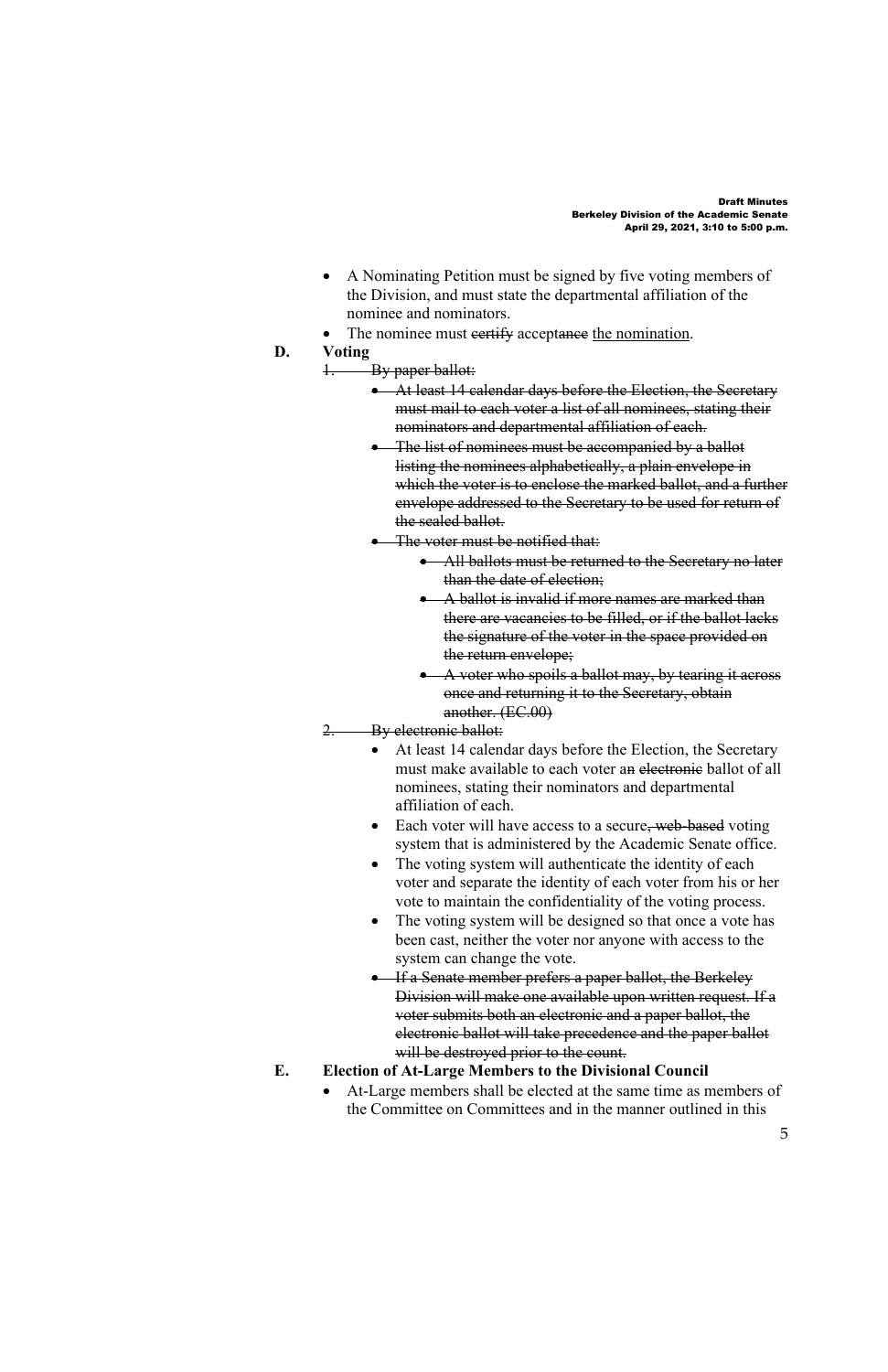- A Nominating Petition must be signed by five voting members of the Division, and must state the departmental affiliation of the nominee and nominators.
- The nominee must ~~certify~~ accept~~ance~~ <u>the nomination</u>.

**D. Voting**

~~1. By paper ballot:~~

- ~~At least 14 calendar days before the Election, the Secretary must mail to each voter a list of all nominees, stating their nominators and departmental affiliation of each.~~
- ~~The list of nominees must be accompanied by a ballot listing the nominees alphabetically, a plain envelope in which the voter is to enclose the marked ballot, and a further envelope addressed to the Secretary to be used for return of the sealed ballot.~~
- ~~The voter must be notified that:~~
  - ~~All ballots must be returned to the Secretary no later than the date of election;~~
  - ~~A ballot is invalid if more names are marked than there are vacancies to be filled, or if the ballot lacks the signature of the voter in the space provided on the return envelope;~~
  - ~~A voter who spoils a ballot may, by tearing it across once and returning it to the Secretary, obtain another. (EC.00)~~

~~2. By electronic ballot:~~

- At least 14 calendar days before the Election, the Secretary must make available to each voter a~~n electronic~~ ballot of all nominees, stating their nominators and departmental affiliation of each.
- Each voter will have access to a secure~~, web-based~~ voting system that is administered by the Academic Senate office.
- The voting system will authenticate the identity of each voter and separate the identity of each voter from his or her vote to maintain the confidentiality of the voting process.
- The voting system will be designed so that once a vote has been cast, neither the voter nor anyone with access to the system can change the vote.
- ~~If a Senate member prefers a paper ballot, the Berkeley Division will make one available upon written request. If a voter submits both an electronic and a paper ballot, the electronic ballot will take precedence and the paper ballot will be destroyed prior to the count.~~

**E. Election of At-Large Members to the Divisional Council**

- At-Large members shall be elected at the same time as members of the Committee on Committees and in the manner outlined in this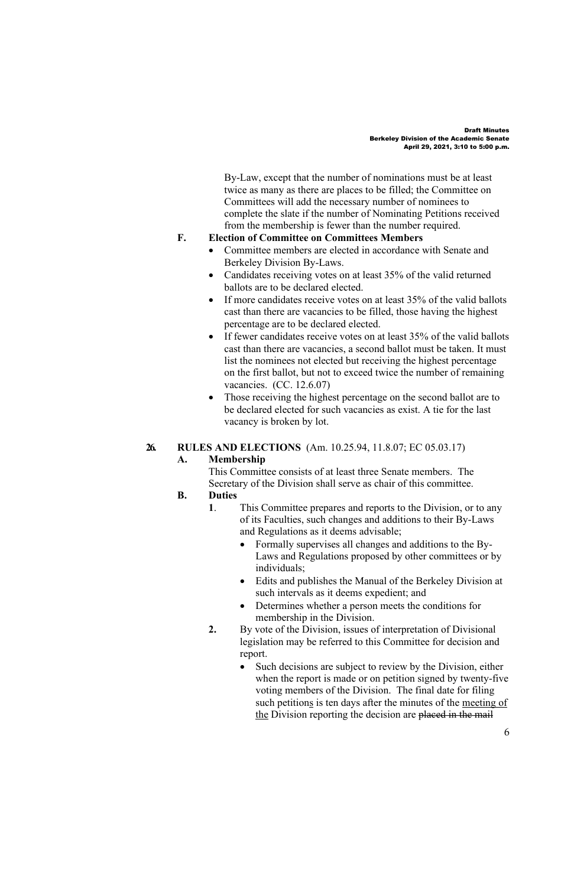By-Law, except that the number of nominations must be at least twice as many as there are places to be filled; the Committee on Committees will add the necessary number of nominees to complete the slate if the number of Nominating Petitions received from the membership is fewer than the number required.

**F. Election of Committee on Committees Members**

- Committee members are elected in accordance with Senate and Berkeley Division By-Laws.
- Candidates receiving votes on at least 35% of the valid returned ballots are to be declared elected.
- If more candidates receive votes on at least 35% of the valid ballots cast than there are vacancies to be filled, those having the highest percentage are to be declared elected.
- If fewer candidates receive votes on at least 35% of the valid ballots cast than there are vacancies, a second ballot must be taken. It must list the nominees not elected but receiving the highest percentage on the first ballot, but not to exceed twice the number of remaining vacancies. (CC. 12.6.07)
- Those receiving the highest percentage on the second ballot are to be declared elected for such vacancies as exist. A tie for the last vacancy is broken by lot.

**26. RULES AND ELECTIONS** (Am. 10.25.94, 11.8.07; EC 05.03.17)

**A. Membership**

This Committee consists of at least three Senate members. The Secretary of the Division shall serve as chair of this committee.

**B. Duties**

**1**. This Committee prepares and reports to the Division, or to any of its Faculties, such changes and additions to their By-Laws and Regulations as it deems advisable;

- Formally supervises all changes and additions to the By-Laws and Regulations proposed by other committees or by individuals;
- Edits and publishes the Manual of the Berkeley Division at such intervals as it deems expedient; and
- Determines whether a person meets the conditions for membership in the Division.

**2.** By vote of the Division, issues of interpretation of Divisional legislation may be referred to this Committee for decision and report.

- Such decisions are subject to review by the Division, either when the report is made or on petition signed by twenty-five voting members of the Division. The final date for filing such petition<u>s</u> is ten days after the minutes of the <u>meeting of the</u> Division reporting the decision are ~~placed in the mail~~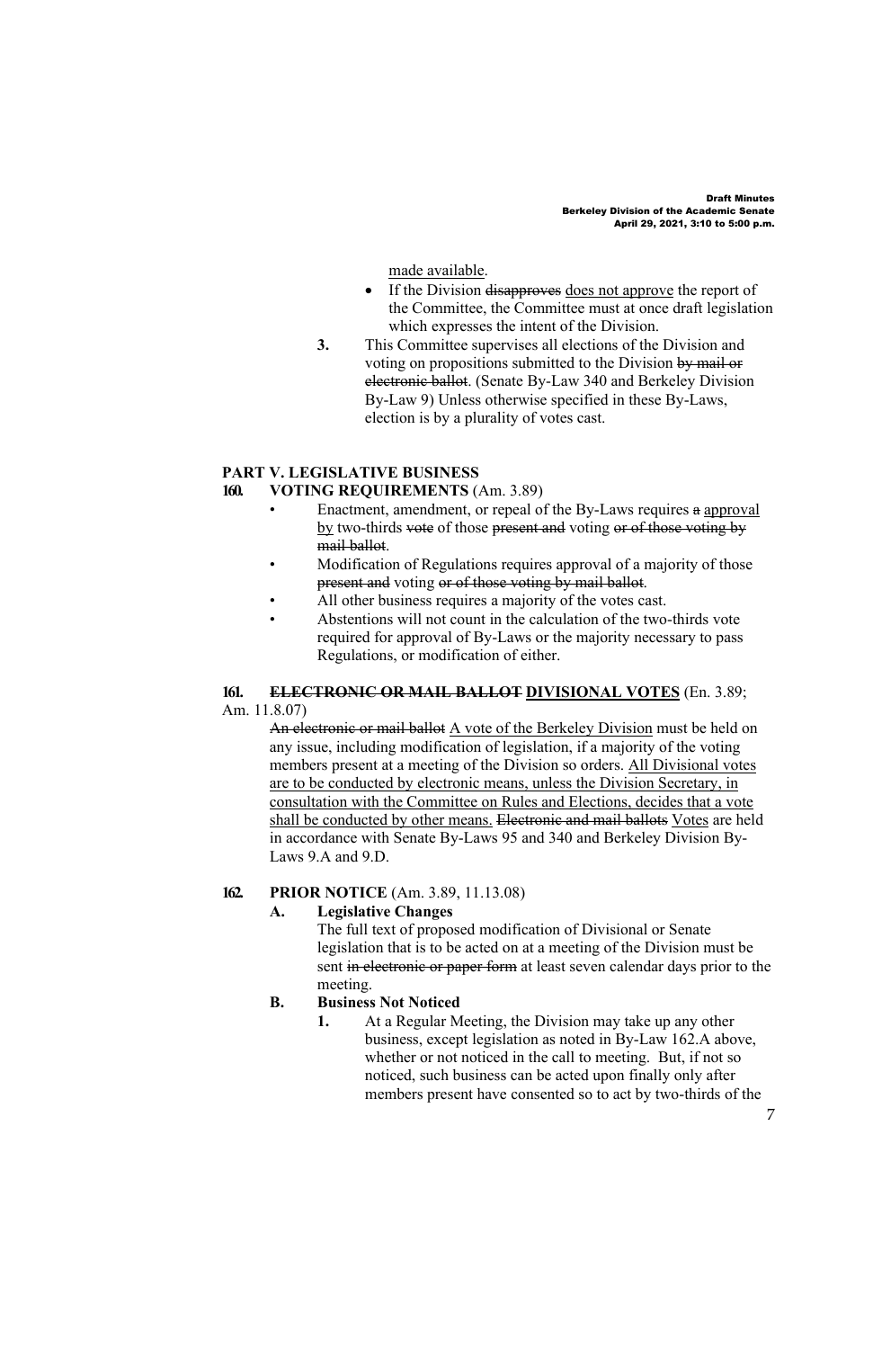made available.

- If the Division ~~disapproves~~ does not approve the report of the Committee, the Committee must at once draft legislation which expresses the intent of the Division.

**3.** This Committee supervises all elections of the Division and voting on propositions submitted to the Division ~~by mail or electronic ballot~~. (Senate By-Law 340 and Berkeley Division By-Law 9) Unless otherwise specified in these By-Laws, election is by a plurality of votes cast.

## PART V. LEGISLATIVE BUSINESS

### 160. VOTING REQUIREMENTS (Am. 3.89)

- Enactment, amendment, or repeal of the By-Laws requires ~~a~~ approval by two-thirds ~~vote~~ of those ~~present and~~ voting ~~or of those voting by mail ballot~~.
- Modification of Regulations requires approval of a majority of those ~~present and~~ voting ~~or of those voting by mail ballot~~.
- All other business requires a majority of the votes cast.
- Abstentions will not count in the calculation of the two-thirds vote required for approval of By-Laws or the majority necessary to pass Regulations, or modification of either.

### 161. ~~ELECTRONIC OR MAIL BALLOT~~ DIVISIONAL VOTES (En. 3.89; Am. 11.8.07)

~~An electronic or mail ballot~~ A vote of the Berkeley Division must be held on any issue, including modification of legislation, if a majority of the voting members present at a meeting of the Division so orders. All Divisional votes are to be conducted by electronic means, unless the Division Secretary, in consultation with the Committee on Rules and Elections, decides that a vote shall be conducted by other means. ~~Electronic and mail ballots~~ Votes are held in accordance with Senate By-Laws 95 and 340 and Berkeley Division By-Laws 9.A and 9.D.

### 162. PRIOR NOTICE (Am. 3.89, 11.13.08)

**A. Legislative Changes**

The full text of proposed modification of Divisional or Senate legislation that is to be acted on at a meeting of the Division must be sent ~~in electronic or paper form~~ at least seven calendar days prior to the meeting.

**B. Business Not Noticed**

**1.** At a Regular Meeting, the Division may take up any other business, except legislation as noted in By-Law 162.A above, whether or not noticed in the call to meeting. But, if not so noticed, such business can be acted upon finally only after members present have consented so to act by two-thirds of the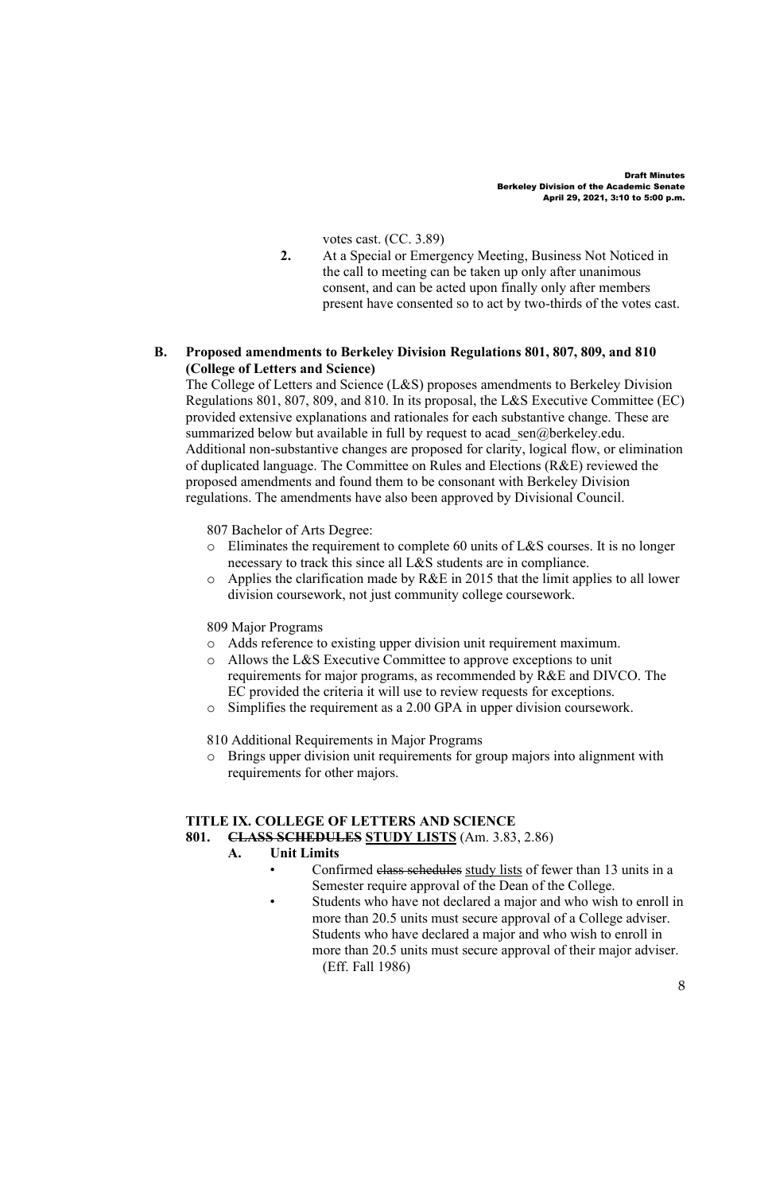votes cast. (CC. 3.89)

2. At a Special or Emergency Meeting, Business Not Noticed in the call to meeting can be taken up only after unanimous consent, and can be acted upon finally only after members present have consented so to act by two-thirds of the votes cast.

**B. Proposed amendments to Berkeley Division Regulations 801, 807, 809, and 810 (College of Letters and Science)**

The College of Letters and Science (L&S) proposes amendments to Berkeley Division Regulations 801, 807, 809, and 810. In its proposal, the L&S Executive Committee (EC) provided extensive explanations and rationales for each substantive change. These are summarized below but available in full by request to acad_sen@berkeley.edu. Additional non-substantive changes are proposed for clarity, logical flow, or elimination of duplicated language. The Committee on Rules and Elections (R&E) reviewed the proposed amendments and found them to be consonant with Berkeley Division regulations. The amendments have also been approved by Divisional Council.

807 Bachelor of Arts Degree:

- Eliminates the requirement to complete 60 units of L&S courses. It is no longer necessary to track this since all L&S students are in compliance.
- Applies the clarification made by R&E in 2015 that the limit applies to all lower division coursework, not just community college coursework.

809 Major Programs

- Adds reference to existing upper division unit requirement maximum.
- Allows the L&S Executive Committee to approve exceptions to unit requirements for major programs, as recommended by R&E and DIVCO. The EC provided the criteria it will use to review requests for exceptions.
- Simplifies the requirement as a 2.00 GPA in upper division coursework.

810 Additional Requirements in Major Programs

- Brings upper division unit requirements for group majors into alignment with requirements for other majors.

**TITLE IX. COLLEGE OF LETTERS AND SCIENCE**

**801. ~~CLASS SCHEDULES~~ <u>STUDY LISTS</u>** (Am. 3.83, 2.86)

**A. Unit Limits**

- Confirmed ~~class schedules~~ <u>study lists</u> of fewer than 13 units in a Semester require approval of the Dean of the College.
- Students who have not declared a major and who wish to enroll in more than 20.5 units must secure approval of a College adviser. Students who have declared a major and who wish to enroll in more than 20.5 units must secure approval of their major adviser. (Eff. Fall 1986)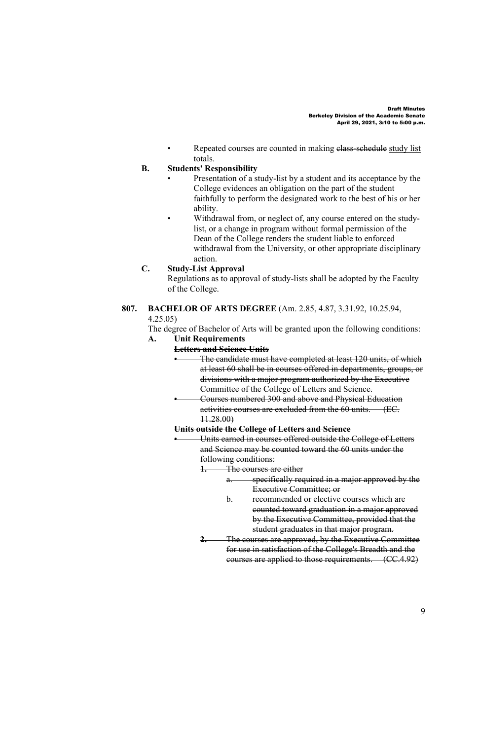- Repeated courses are counted in making ~~class-schedule~~ study list totals.

**B. Students' Responsibility**

- Presentation of a study-list by a student and its acceptance by the College evidences an obligation on the part of the student faithfully to perform the designated work to the best of his or her ability.
- Withdrawal from, or neglect of, any course entered on the study-list, or a change in program without formal permission of the Dean of the College renders the student liable to enforced withdrawal from the University, or other appropriate disciplinary action.

**C. Study-List Approval**

Regulations as to approval of study-lists shall be adopted by the Faculty of the College.

**807. BACHELOR OF ARTS DEGREE** (Am. 2.85, 4.87, 3.31.92, 10.25.94, 4.25.05)

The degree of Bachelor of Arts will be granted upon the following conditions:

**A. Unit Requirements**

~~**Letters and Science Units**~~

- ~~The candidate must have completed at least 120 units, of which at least 60 shall be in courses offered in departments, groups, or divisions with a major program authorized by the Executive Committee of the College of Letters and Science.~~
- ~~Courses numbered 300 and above and Physical Education activities courses are excluded from the 60 units. (EC. 11.28.00)~~

~~**Units outside the College of Letters and Science**~~

- ~~Units earned in courses offered outside the College of Letters and Science may be counted toward the 60 units under the following conditions:~~
  - ~~**1.** The courses are either~~
    - ~~a. specifically required in a major approved by the Executive Committee; or~~
    - ~~b. recommended or elective courses which are counted toward graduation in a major approved by the Executive Committee, provided that the student graduates in that major program.~~
  - ~~**2.** The courses are approved, by the Executive Committee for use in satisfaction of the College's Breadth and the courses are applied to those requirements. (CC.4.92)~~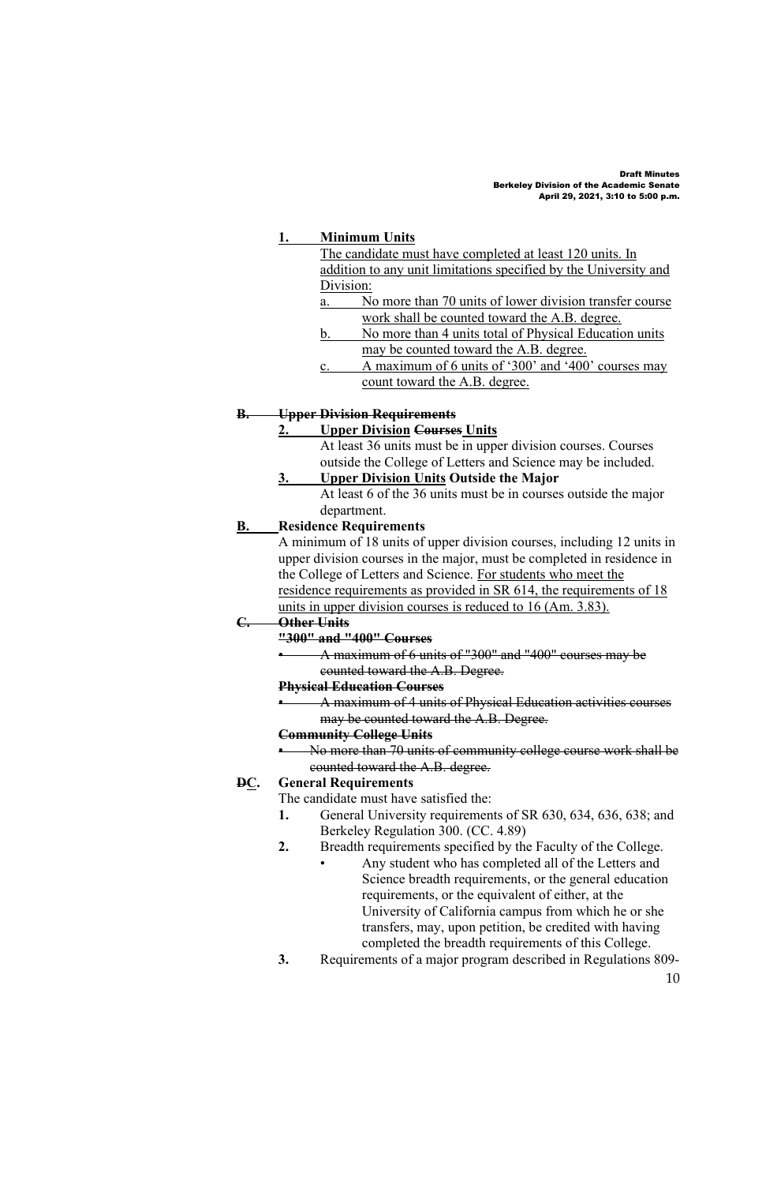1. **Minimum Units**

   The candidate must have completed at least 120 units. In addition to any unit limitations specified by the University and Division:

   a. No more than 70 units of lower division transfer course work shall be counted toward the A.B. degree.

   b. No more than 4 units total of Physical Education units may be counted toward the A.B. degree.

   c. A maximum of 6 units of '300' and '400' courses may count toward the A.B. degree.

~~**B. Upper Division Requirements**~~

2. **Upper Division ~~Courses~~ Units**

   At least 36 units must be in upper division courses. Courses outside the College of Letters and Science may be included.

3. **Upper Division Units Outside the Major**

   At least 6 of the 36 units must be in courses outside the major department.

**B. Residence Requirements**

A minimum of 18 units of upper division courses, including 12 units in upper division courses in the major, must be completed in residence in the College of Letters and Science. For students who meet the residence requirements as provided in SR 614, the requirements of 18 units in upper division courses is reduced to 16 (Am. 3.83).

~~**C. Other Units**~~

~~**"300" and "400" Courses**~~

- ~~A maximum of 6 units of "300" and "400" courses may be counted toward the A.B. Degree.~~

~~**Physical Education Courses**~~

- ~~A maximum of 4 units of Physical Education activities courses may be counted toward the A.B. Degree.~~

~~**Community College Units**~~

- ~~No more than 70 units of community college course work shall be counted toward the A.B. degree.~~

**~~D~~C. General Requirements**

The candidate must have satisfied the:

1. General University requirements of SR 630, 634, 636, 638; and Berkeley Regulation 300. (CC. 4.89)
2. Breadth requirements specified by the Faculty of the College.
   - Any student who has completed all of the Letters and Science breadth requirements, or the general education requirements, or the equivalent of either, at the University of California campus from which he or she transfers, may, upon petition, be credited with having completed the breadth requirements of this College.
3. Requirements of a major program described in Regulations 809-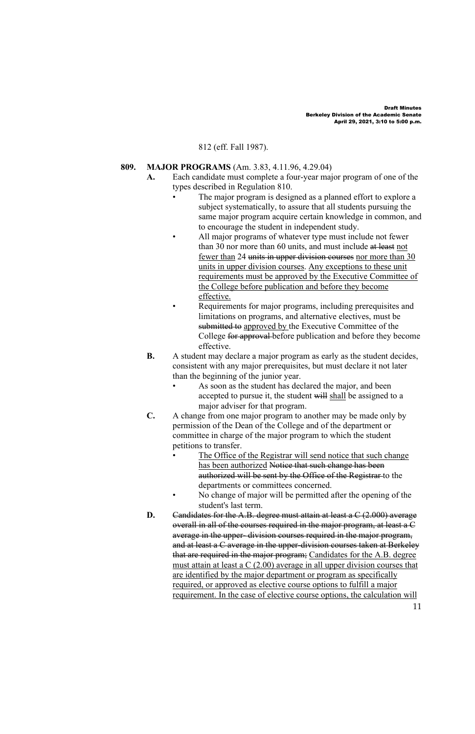812 (eff. Fall 1987).

**809. MAJOR PROGRAMS** (Am. 3.83, 4.11.96, 4.29.04)

**A.** Each candidate must complete a four-year major program of one of the types described in Regulation 810.

- The major program is designed as a planned effort to explore a subject systematically, to assure that all students pursuing the same major program acquire certain knowledge in common, and to encourage the student in independent study.
- All major programs of whatever type must include not fewer than 30 nor more than 60 units, and must include ~~at least~~ <u>not fewer than</u> 24 ~~units in upper division courses~~ <u>nor more than 30 units in upper division courses</u>. <u>Any exceptions to these unit requirements must be approved by the Executive Committee of the College before publication and before they become effective.</u>
- Requirements for major programs, including prerequisites and limitations on programs, and alternative electives, must be ~~submitted to~~ <u>approved by</u> the Executive Committee of the College ~~for approval~~ before publication and before they become effective.

**B.** A student may declare a major program as early as the student decides, consistent with any major prerequisites, but must declare it not later than the beginning of the junior year.

- As soon as the student has declared the major, and been accepted to pursue it, the student ~~will~~ <u>shall</u> be assigned to a major adviser for that program.

**C.** A change from one major program to another may be made only by permission of the Dean of the College and of the department or committee in charge of the major program to which the student petitions to transfer.

- <u>The Office of the Registrar will send notice that such change has been authorized</u> ~~Notice that such change has been authorized will be sent by the Office of the Registrar~~ to the departments or committees concerned.
- No change of major will be permitted after the opening of the student's last term.

**D.** ~~Candidates for the A.B. degree must attain at least a C (2.000) average overall in all of the courses required in the major program, at least a C average in the upper- division courses required in the major program, and at least a C average in the upper-division courses taken at Berkeley that are required in the major program;~~ <u>Candidates for the A.B. degree must attain at least a C (2.00) average in all upper division courses that are identified by the major department or program as specifically required, or approved as elective course options to fulfill a major requirement. In the case of elective course options, the calculation will</u>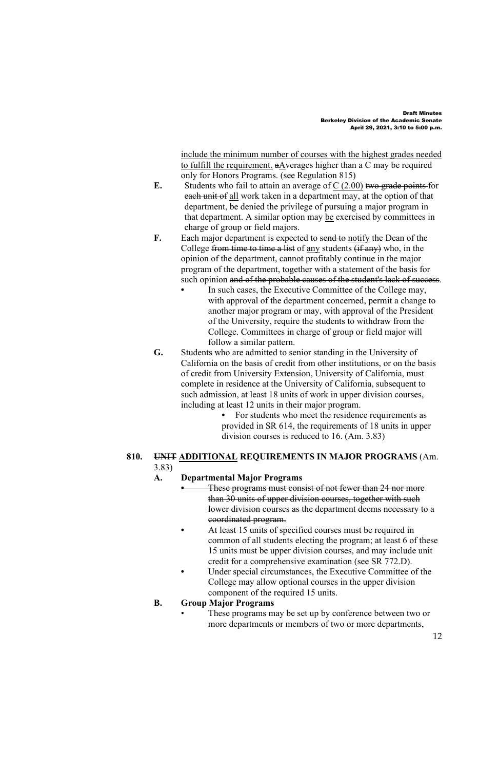include the minimum number of courses with the highest grades needed to fulfill the requirement. ~~a~~Averages higher than a C may be required only for Honors Programs. (see Regulation 815)

**E.** Students who fail to attain an average of C (2.00) ~~two grade points~~ for ~~each unit of~~ all work taken in a department may, at the option of that department, be denied the privilege of pursuing a major program in that department. A similar option may be exercised by committees in charge of group or field majors.

**F.** Each major department is expected to ~~send to~~ notify the Dean of the College ~~from time to time a list~~ of any students ~~(if any)~~ who, in the opinion of the department, cannot profitably continue in the major program of the department, together with a statement of the basis for such opinion ~~and of the probable causes of the student's lack of success~~.

- In such cases, the Executive Committee of the College may, with approval of the department concerned, permit a change to another major program or may, with approval of the President of the University, require the students to withdraw from the College. Committees in charge of group or field major will follow a similar pattern.

**G.** Students who are admitted to senior standing in the University of California on the basis of credit from other institutions, or on the basis of credit from University Extension, University of California, must complete in residence at the University of California, subsequent to such admission, at least 18 units of work in upper division courses, including at least 12 units in their major program.

- For students who meet the residence requirements as provided in SR 614, the requirements of 18 units in upper division courses is reduced to 16. (Am. 3.83)

**810. ~~UNIT~~ ADDITIONAL REQUIREMENTS IN MAJOR PROGRAMS** (Am. 3.83)

**A. Departmental Major Programs**

- ~~These programs must consist of not fewer than 24 nor more than 30 units of upper division courses, together with such lower division courses as the department deems necessary to a coordinated program.~~
- At least 15 units of specified courses must be required in common of all students electing the program; at least 6 of these 15 units must be upper division courses, and may include unit credit for a comprehensive examination (see SR 772.D).
- Under special circumstances, the Executive Committee of the College may allow optional courses in the upper division component of the required 15 units.

**B. Group Major Programs**

- These programs may be set up by conference between two or more departments or members of two or more departments,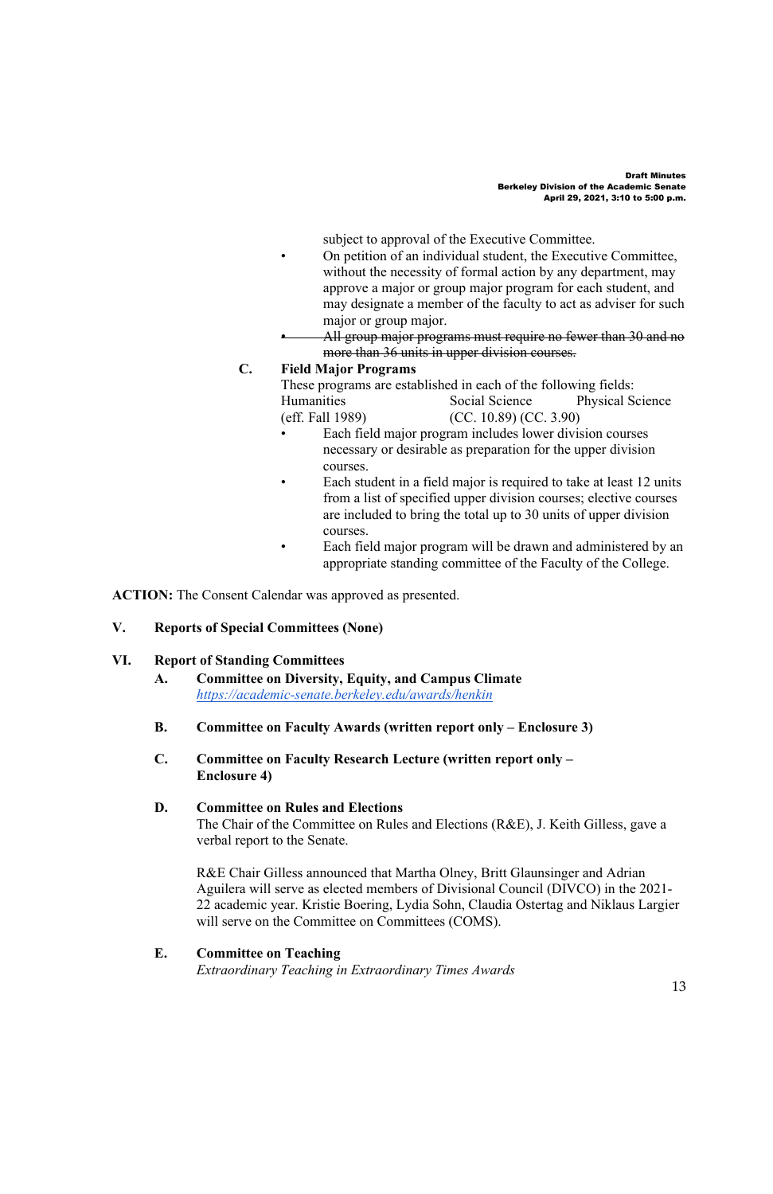subject to approval of the Executive Committee.

- On petition of an individual student, the Executive Committee, without the necessity of formal action by any department, may approve a major or group major program for each student, and may designate a member of the faculty to act as adviser for such major or group major.
- ~~All group major programs must require no fewer than 30 and no more than 36 units in upper division courses.~~

**C. Field Major Programs**

These programs are established in each of the following fields:

Humanities (eff. Fall 1989) Social Science (CC. 10.89) Physical Science (CC. 3.90)

- Each field major program includes lower division courses necessary or desirable as preparation for the upper division courses.
- Each student in a field major is required to take at least 12 units from a list of specified upper division courses; elective courses are included to bring the total up to 30 units of upper division courses.
- Each field major program will be drawn and administered by an appropriate standing committee of the Faculty of the College.

**ACTION:** The Consent Calendar was approved as presented.

## V. Reports of Special Committees (None)

## VI. Report of Standing Committees

### A. Committee on Diversity, Equity, and Campus Climate

*https://academic-senate.berkeley.edu/awards/henkin*

### B. Committee on Faculty Awards (written report only – Enclosure 3)

### C. Committee on Faculty Research Lecture (written report only – Enclosure 4)

### D. Committee on Rules and Elections

The Chair of the Committee on Rules and Elections (R&E), J. Keith Gilless, gave a verbal report to the Senate.

R&E Chair Gilless announced that Martha Olney, Britt Glaunsinger and Adrian Aguilera will serve as elected members of Divisional Council (DIVCO) in the 2021-22 academic year. Kristie Boering, Lydia Sohn, Claudia Ostertag and Niklaus Largier will serve on the Committee on Committees (COMS).

### E. Committee on Teaching

*Extraordinary Teaching in Extraordinary Times Awards*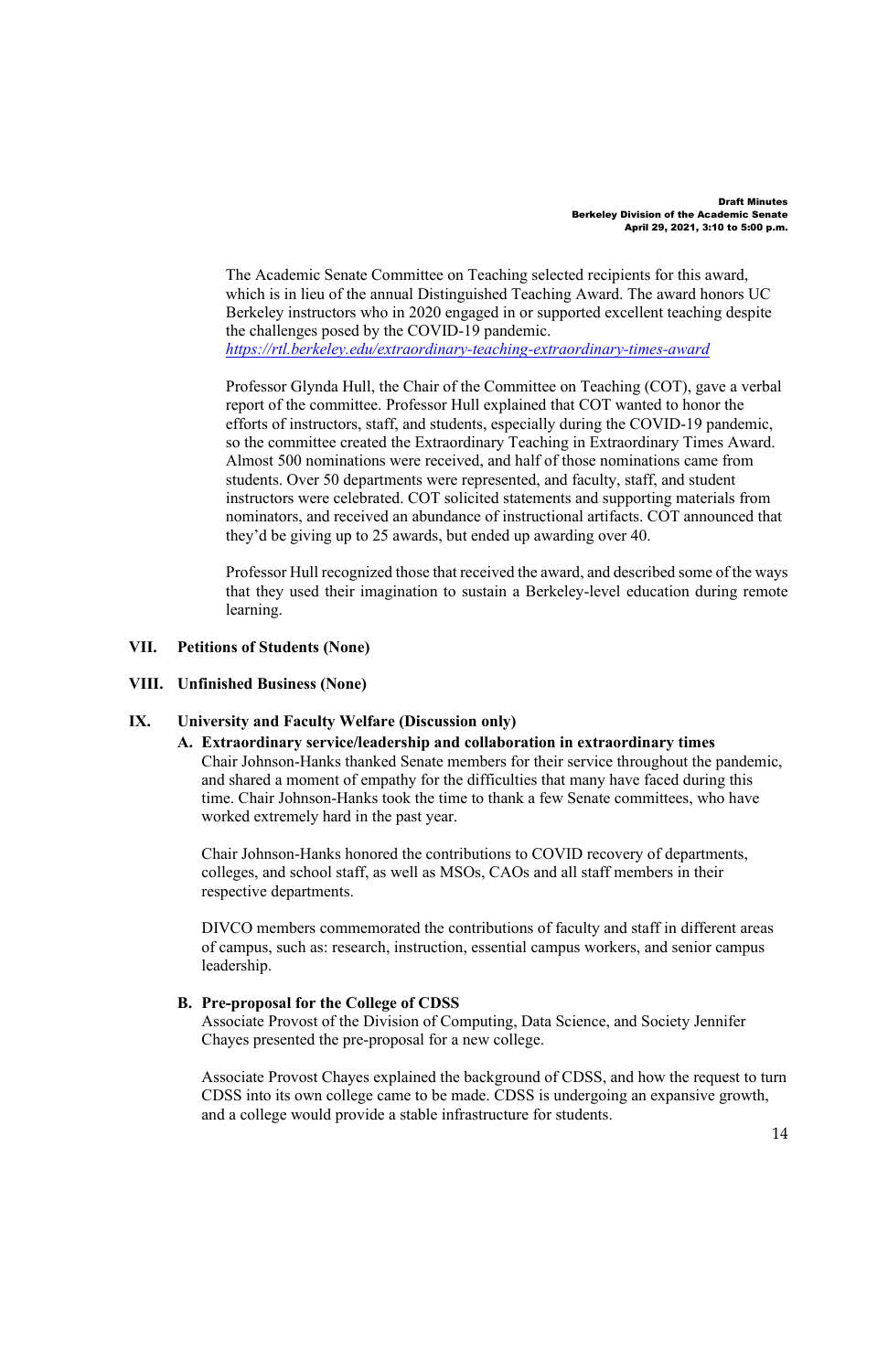The Academic Senate Committee on Teaching selected recipients for this award, which is in lieu of the annual Distinguished Teaching Award. The award honors UC Berkeley instructors who in 2020 engaged in or supported excellent teaching despite the challenges posed by the COVID-19 pandemic.
[https://rtl.berkeley.edu/extraordinary-teaching-extraordinary-times-award](https://rtl.berkeley.edu/extraordinary-teaching-extraordinary-times-award)

Professor Glynda Hull, the Chair of the Committee on Teaching (COT), gave a verbal report of the committee. Professor Hull explained that COT wanted to honor the efforts of instructors, staff, and students, especially during the COVID-19 pandemic, so the committee created the Extraordinary Teaching in Extraordinary Times Award. Almost 500 nominations were received, and half of those nominations came from students. Over 50 departments were represented, and faculty, staff, and student instructors were celebrated. COT solicited statements and supporting materials from nominators, and received an abundance of instructional artifacts. COT announced that they'd be giving up to 25 awards, but ended up awarding over 40.

Professor Hull recognized those that received the award, and described some of the ways that they used their imagination to sustain a Berkeley-level education during remote learning.

## VII. Petitions of Students (None)

## VIII. Unfinished Business (None)

## IX. University and Faculty Welfare (Discussion only)

### A. Extraordinary service/leadership and collaboration in extraordinary times

Chair Johnson-Hanks thanked Senate members for their service throughout the pandemic, and shared a moment of empathy for the difficulties that many have faced during this time. Chair Johnson-Hanks took the time to thank a few Senate committees, who have worked extremely hard in the past year.

Chair Johnson-Hanks honored the contributions to COVID recovery of departments, colleges, and school staff, as well as MSOs, CAOs and all staff members in their respective departments.

DIVCO members commemorated the contributions of faculty and staff in different areas of campus, such as: research, instruction, essential campus workers, and senior campus leadership.

### B. Pre-proposal for the College of CDSS

Associate Provost of the Division of Computing, Data Science, and Society Jennifer Chayes presented the pre-proposal for a new college.

Associate Provost Chayes explained the background of CDSS, and how the request to turn CDSS into its own college came to be made. CDSS is undergoing an expansive growth, and a college would provide a stable infrastructure for students.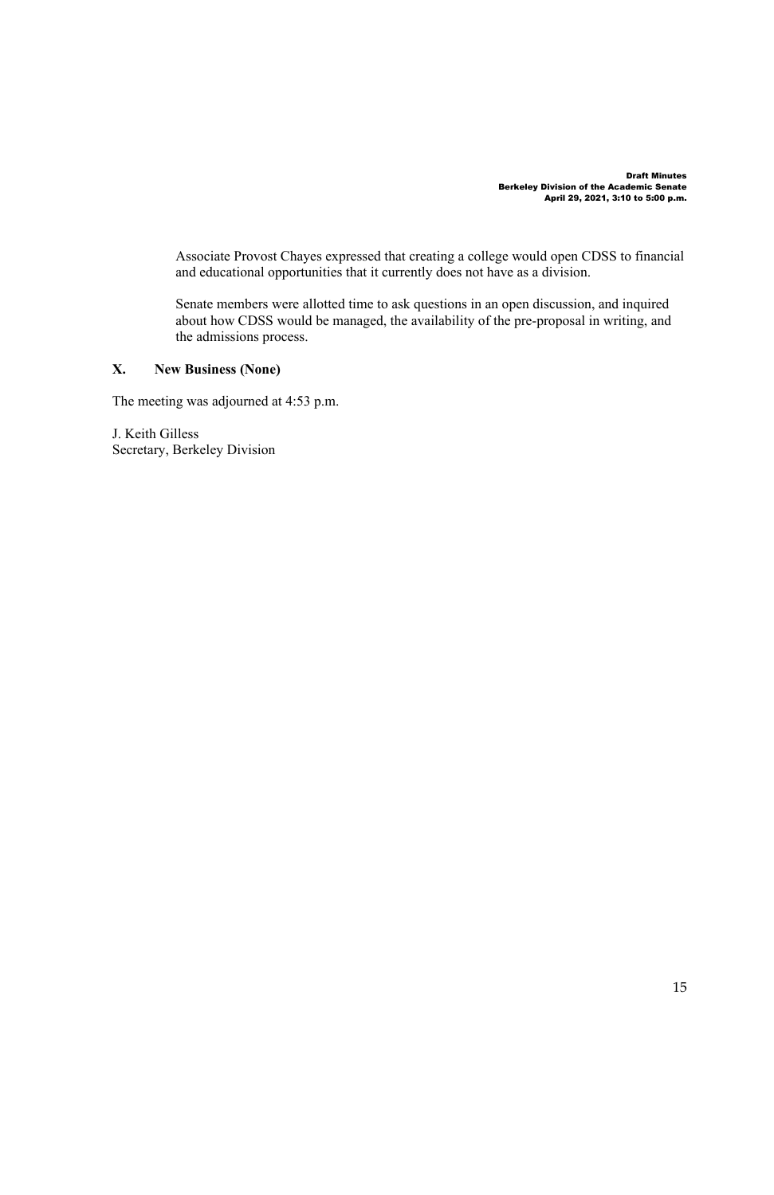Associate Provost Chayes expressed that creating a college would open CDSS to financial and educational opportunities that it currently does not have as a division.

Senate members were allotted time to ask questions in an open discussion, and inquired about how CDSS would be managed, the availability of the pre-proposal in writing, and the admissions process.

## X. New Business (None)

The meeting was adjourned at 4:53 p.m.

J. Keith Gilless
Secretary, Berkeley Division